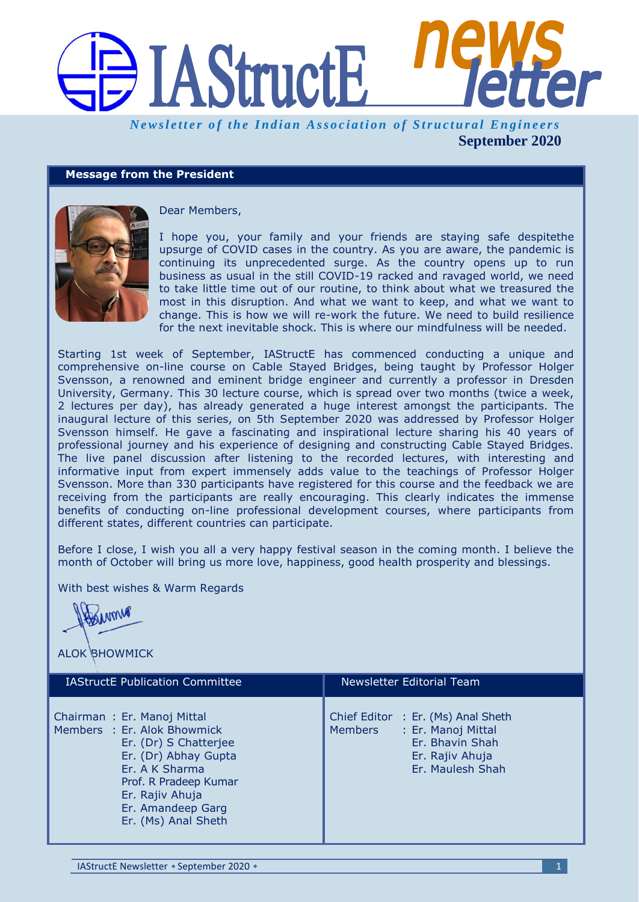# IAStructE newsletter

*Newsletter of the Indian Association of Structural Engineers*

**September 2020**

## Message from the President

Dear Members,

I hope you, your family and your friends are staying safe despitethe upsurge of COVID cases in the country. As you are aware, the pandemic is continuing its unprecedented surge. As the country opens up to run business as usual in the still COVID-19 racked and ravaged world, we need to take little time out of our routine, to think about what we treasured the most in this disruption. And what we want to keep, and what we want to change. This is how we will re-work the future. We need to build resilience for the next inevitable shock. This is where our mindfulness will be needed.

Starting 1st week of September, IAStructE has commenced conducting a unique and comprehensive on-line course on Cable Stayed Bridges, being taught by Professor Holger Svensson, a renowned and eminent bridge engineer and currently a professor in Dresden University, Germany. This 30 lecture course, which is spread over two months (twice a week, 2 lectures per day), has already generated a huge interest amongst the participants. The inaugural lecture of this series, on 5th September 2020 was addressed by Professor Holger Svensson himself. He gave a fascinating and inspirational lecture sharing his 40 years of professional journey and his experience of designing and constructing Cable Stayed Bridges. The live panel discussion after listening to the recorded lectures, with interesting and informative input from expert immensely adds value to the teachings of Professor Holger Svensson. More than 330 participants have registered for this course and the feedback we are receiving from the participants are really encouraging. This clearly indicates the immense benefits of conducting on-line professional development courses, where participants from different states, different countries can participate.

Before I close, I wish you all a very happy festival season in the coming month. I believe the month of October will bring us more love, happiness, good health prosperity and blessings.

With best wishes & Warm Regards

ALOK BHOWMICK

### IAStructE Publication Committee

Chairman : Er. Manoj Mittal
Members : Er. Alok Bhowmick
Er. (Dr) S Chatterjee
Er. (Dr) Abhay Gupta
Er. A K Sharma
Prof. R Pradeep Kumar
Er. Rajiv Ahuja
Er. Amandeep Garg
Er. (Ms) Anal Sheth

### Newsletter Editorial Team

Chief Editor : Er. (Ms) Anal Sheth
Members : Er. Manoj Mittal
Er. Bhavin Shah
Er. Rajiv Ahuja
Er. Maulesh Shah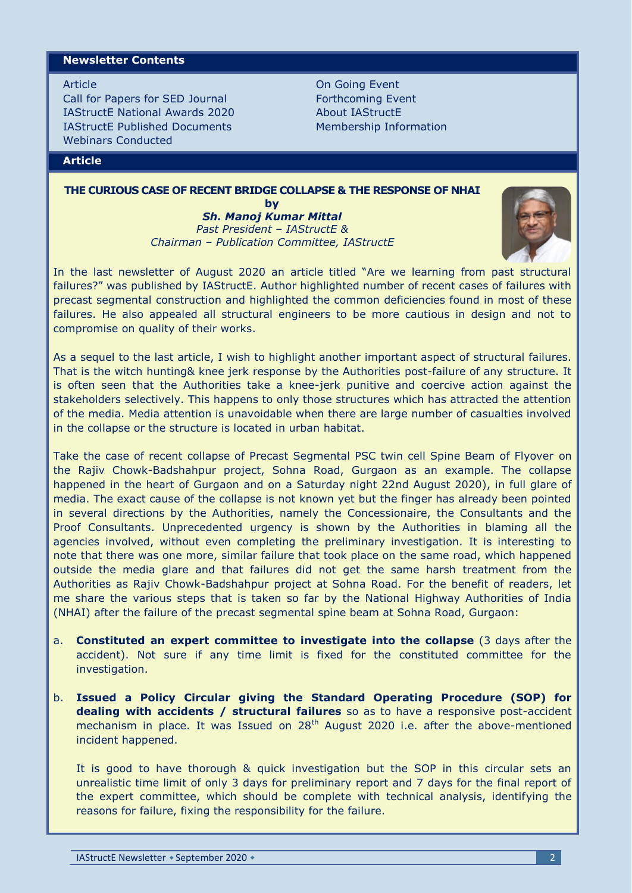## Newsletter Contents

- Article
- Call for Papers for SED Journal
- IAStructE National Awards 2020
- IAStructE Published Documents
- Webinars Conducted
- On Going Event
- Forthcoming Event
- About IAStructE
- Membership Information

## Article

### THE CURIOUS CASE OF RECENT BRIDGE COLLAPSE & THE RESPONSE OF NHAI

**by**

***Sh. Manoj Kumar Mittal***

*Past President – IAStructE &*
*Chairman – Publication Committee, IAStructE*

In the last newsletter of August 2020 an article titled "Are we learning from past structural failures?" was published by IAStructE. Author highlighted number of recent cases of failures with precast segmental construction and highlighted the common deficiencies found in most of these failures. He also appealed all structural engineers to be more cautious in design and not to compromise on quality of their works.

As a sequel to the last article, I wish to highlight another important aspect of structural failures. That is the witch hunting& knee jerk response by the Authorities post-failure of any structure. It is often seen that the Authorities take a knee-jerk punitive and coercive action against the stakeholders selectively. This happens to only those structures which has attracted the attention of the media. Media attention is unavoidable when there are large number of casualties involved in the collapse or the structure is located in urban habitat.

Take the case of recent collapse of Precast Segmental PSC twin cell Spine Beam of Flyover on the Rajiv Chowk-Badshahpur project, Sohna Road, Gurgaon as an example. The collapse happened in the heart of Gurgaon and on a Saturday night 22nd August 2020), in full glare of media. The exact cause of the collapse is not known yet but the finger has already been pointed in several directions by the Authorities, namely the Concessionaire, the Consultants and the Proof Consultants. Unprecedented urgency is shown by the Authorities in blaming all the agencies involved, without even completing the preliminary investigation. It is interesting to note that there was one more, similar failure that took place on the same road, which happened outside the media glare and that failures did not get the same harsh treatment from the Authorities as Rajiv Chowk-Badshahpur project at Sohna Road. For the benefit of readers, let me share the various steps that is taken so far by the National Highway Authorities of India (NHAI) after the failure of the precast segmental spine beam at Sohna Road, Gurgaon:

a. **Constituted an expert committee to investigate into the collapse** (3 days after the accident). Not sure if any time limit is fixed for the constituted committee for the investigation.

b. **Issued a Policy Circular giving the Standard Operating Procedure (SOP) for dealing with accidents / structural failures** so as to have a responsive post-accident mechanism in place. It was Issued on 28th August 2020 i.e. after the above-mentioned incident happened.

   It is good to have thorough & quick investigation but the SOP in this circular sets an unrealistic time limit of only 3 days for preliminary report and 7 days for the final report of the expert committee, which should be complete with technical analysis, identifying the reasons for failure, fixing the responsibility for the failure.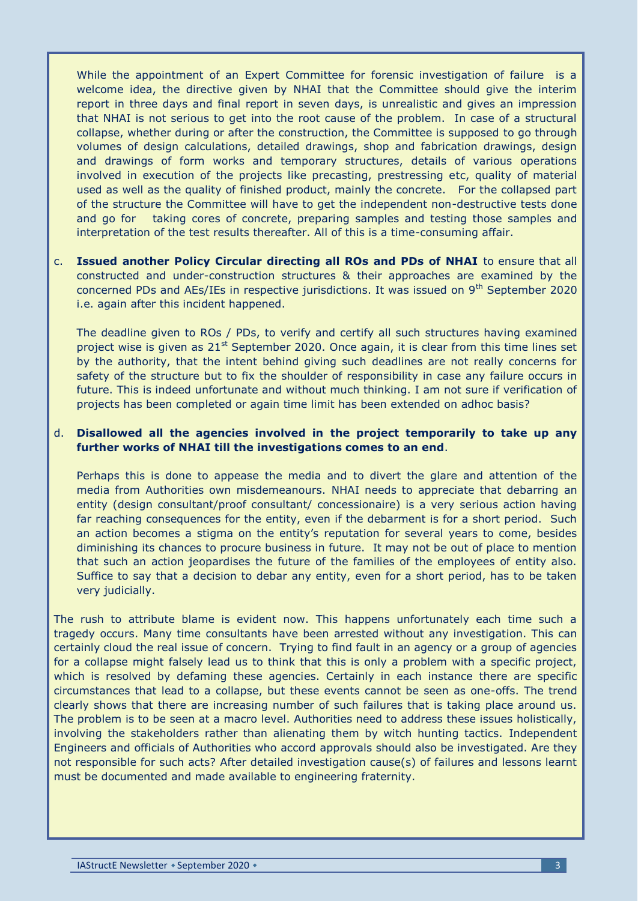While the appointment of an Expert Committee for forensic investigation of failure is a welcome idea, the directive given by NHAI that the Committee should give the interim report in three days and final report in seven days, is unrealistic and gives an impression that NHAI is not serious to get into the root cause of the problem. In case of a structural collapse, whether during or after the construction, the Committee is supposed to go through volumes of design calculations, detailed drawings, shop and fabrication drawings, design and drawings of form works and temporary structures, details of various operations involved in execution of the projects like precasting, prestressing etc, quality of material used as well as the quality of finished product, mainly the concrete. For the collapsed part of the structure the Committee will have to get the independent non-destructive tests done and go for taking cores of concrete, preparing samples and testing those samples and interpretation of the test results thereafter. All of this is a time-consuming affair.

c. **Issued another Policy Circular directing all ROs and PDs of NHAI** to ensure that all constructed and under-construction structures & their approaches are examined by the concerned PDs and AEs/IEs in respective jurisdictions. It was issued on 9th September 2020 i.e. again after this incident happened.

The deadline given to ROs / PDs, to verify and certify all such structures having examined project wise is given as 21st September 2020. Once again, it is clear from this time lines set by the authority, that the intent behind giving such deadlines are not really concerns for safety of the structure but to fix the shoulder of responsibility in case any failure occurs in future. This is indeed unfortunate and without much thinking. I am not sure if verification of projects has been completed or again time limit has been extended on adhoc basis?

d. **Disallowed all the agencies involved in the project temporarily to take up any further works of NHAI till the investigations comes to an end**.

Perhaps this is done to appease the media and to divert the glare and attention of the media from Authorities own misdemeanours. NHAI needs to appreciate that debarring an entity (design consultant/proof consultant/ concessionaire) is a very serious action having far reaching consequences for the entity, even if the debarment is for a short period. Such an action becomes a stigma on the entity's reputation for several years to come, besides diminishing its chances to procure business in future. It may not be out of place to mention that such an action jeopardises the future of the families of the employees of entity also. Suffice to say that a decision to debar any entity, even for a short period, has to be taken very judicially.

The rush to attribute blame is evident now. This happens unfortunately each time such a tragedy occurs. Many time consultants have been arrested without any investigation. This can certainly cloud the real issue of concern. Trying to find fault in an agency or a group of agencies for a collapse might falsely lead us to think that this is only a problem with a specific project, which is resolved by defaming these agencies. Certainly in each instance there are specific circumstances that lead to a collapse, but these events cannot be seen as one-offs. The trend clearly shows that there are increasing number of such failures that is taking place around us. The problem is to be seen at a macro level. Authorities need to address these issues holistically, involving the stakeholders rather than alienating them by witch hunting tactics. Independent Engineers and officials of Authorities who accord approvals should also be investigated. Are they not responsible for such acts? After detailed investigation cause(s) of failures and lessons learnt must be documented and made available to engineering fraternity.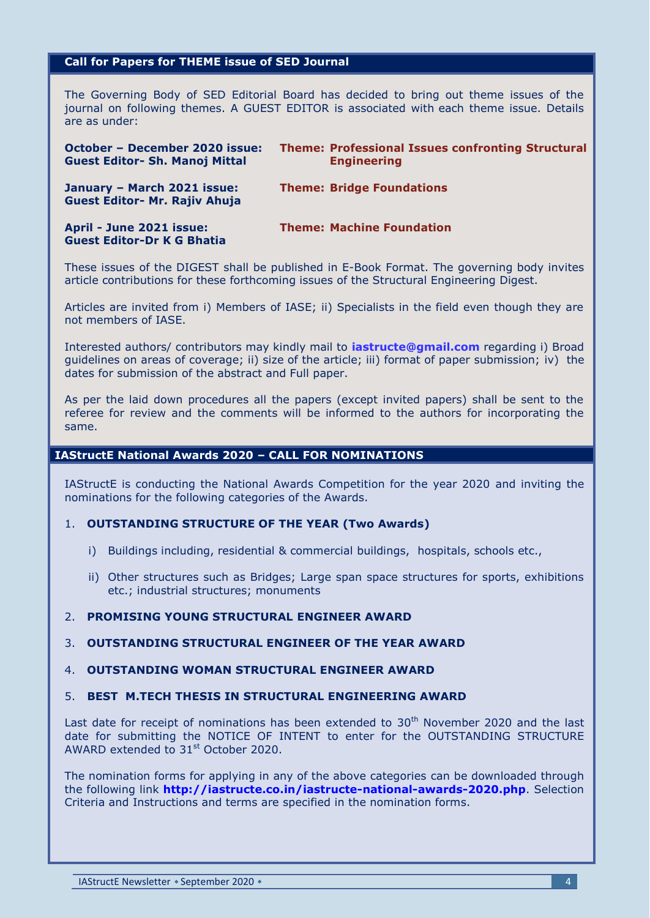## Call for Papers for THEME issue of SED Journal

The Governing Body of SED Editorial Board has decided to bring out theme issues of the journal on following themes. A GUEST EDITOR is associated with each theme issue. Details are as under:

**October – December 2020 issue:**
**Guest Editor- Sh. Manoj Mittal**
**Theme: Professional Issues confronting Structural Engineering**

**January – March 2021 issue:**
**Guest Editor- Mr. Rajiv Ahuja**
**Theme: Bridge Foundations**

**April - June 2021 issue:**
**Guest Editor-Dr K G Bhatia**
**Theme: Machine Foundation**

These issues of the DIGEST shall be published in E-Book Format. The governing body invites article contributions for these forthcoming issues of the Structural Engineering Digest.

Articles are invited from i) Members of IASE; ii) Specialists in the field even though they are not members of IASE.

Interested authors/ contributors may kindly mail to **iastructe@gmail.com** regarding i) Broad guidelines on areas of coverage; ii) size of the article; iii) format of paper submission; iv) the dates for submission of the abstract and Full paper.

As per the laid down procedures all the papers (except invited papers) shall be sent to the referee for review and the comments will be informed to the authors for incorporating the same.

## IAStructE National Awards 2020 – CALL FOR NOMINATIONS

IAStructE is conducting the National Awards Competition for the year 2020 and inviting the nominations for the following categories of the Awards.

1. **OUTSTANDING STRUCTURE OF THE YEAR (Two Awards)**
   i) Buildings including, residential & commercial buildings, hospitals, schools etc.,
   ii) Other structures such as Bridges; Large span space structures for sports, exhibitions etc.; industrial structures; monuments
2. **PROMISING YOUNG STRUCTURAL ENGINEER AWARD**
3. **OUTSTANDING STRUCTURAL ENGINEER OF THE YEAR AWARD**
4. **OUTSTANDING WOMAN STRUCTURAL ENGINEER AWARD**
5. **BEST M.TECH THESIS IN STRUCTURAL ENGINEERING AWARD**

Last date for receipt of nominations has been extended to 30th November 2020 and the last date for submitting the NOTICE OF INTENT to enter for the OUTSTANDING STRUCTURE AWARD extended to 31st October 2020.

The nomination forms for applying in any of the above categories can be downloaded through the following link **http://iastructe.co.in/iastructe-national-awards-2020.php**. Selection Criteria and Instructions and terms are specified in the nomination forms.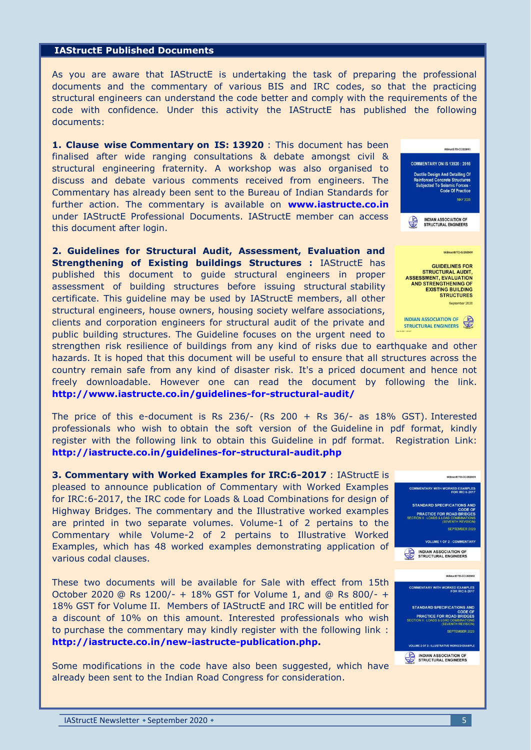## IAStructE Published Documents

As you are aware that IAStructE is undertaking the task of preparing the professional documents and the commentary of various BIS and IRC codes, so that the practicing structural engineers can understand the code better and comply with the requirements of the code with confidence. Under this activity the IAStructE has published the following documents:

**1. Clause wise Commentary on IS: 13920** : This document has been finalised after wide ranging consultations & debate amongst civil & structural engineering fraternity. A workshop was also organised to discuss and debate various comments received from engineers. The Commentary has already been sent to the Bureau of Indian Standards for further action. The commentary is available on **www.iastructe.co.in** under IAStructE Professional Documents. IAStructE member can access this document after login.

**2. Guidelines for Structural Audit, Assessment, Evaluation and Strengthening of Existing buildings Structures :** IAStructE has published this document to guide structural engineers in proper assessment of building structures before issuing structural stability certificate. This guideline may be used by IAStructE members, all other structural engineers, house owners, housing society welfare associations, clients and corporation engineers for structural audit of the private and public building structures. The Guideline focuses on the urgent need to strengthen risk resilience of buildings from any kind of risks due to earthquake and other hazards. It is hoped that this document will be useful to ensure that all structures across the country remain safe from any kind of disaster risk. It's a priced document and hence not freely downloadable. However one can read the document by following the link. **http://www.iastructe.co.in/guidelines-for-structural-audit/**

The price of this e-document is Rs 236/- (Rs 200 + Rs 36/- as 18% GST). Interested professionals who wish to obtain the soft version of the Guideline in pdf format, kindly register with the following link to obtain this Guideline in pdf format. Registration Link: **http://iastructe.co.in/guidelines-for-structural-audit.php**

**3. Commentary with Worked Examples for IRC:6-2017** : IAStructE is pleased to announce publication of Commentary with Worked Examples for IRC:6-2017, the IRC code for Loads & Load Combinations for design of Highway Bridges. The commentary and the Illustrative worked examples are printed in two separate volumes. Volume-1 of 2 pertains to the Commentary while Volume-2 of 2 pertains to Illustrative Worked Examples, which has 48 worked examples demonstrating application of various codal clauses.

These two documents will be available for Sale with effect from 15th October 2020 @ Rs 1200/- + 18% GST for Volume 1, and @ Rs 800/- + 18% GST for Volume II. Members of IAStructE and IRC will be entitled for a discount of 10% on this amount. Interested professionals who wish to purchase the commentary may kindly register with the following link : **http://iastructe.co.in/new-iastructe-publication.php.**

Some modifications in the code have also been suggested, which have already been sent to the Indian Road Congress for consideration.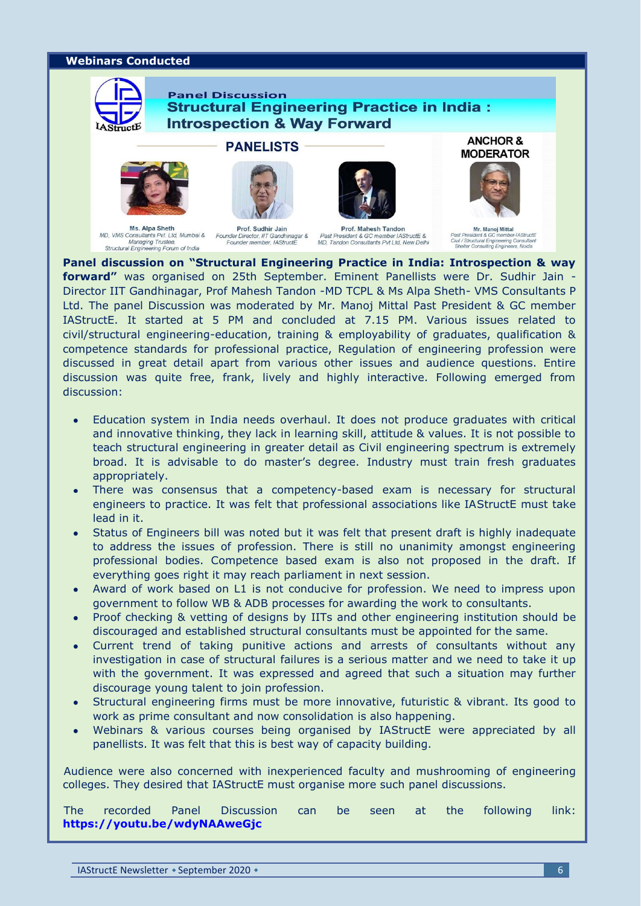## Webinars Conducted

Panel Discussion

**Structural Engineering Practice in India : Introspection & Way Forward**

PANELISTS

Ms. Alpa Sheth
MD, VMS Consultants Pvt. Ltd, Mumbai & Managing Trustee, Structural Engineering Forum of India

Prof. Sudhir Jain
Founder Director, IIT Gandhinagar & Founder member, IAStructE

Prof. Mahesh Tandon
Past President & GC member IAStructE & MD, Tandon Consultants Pvt Ltd, New Delhi

ANCHOR & MODERATOR

Mr. Manoj Mittal
Past President & GC member-IAStructE Civil / Structural Engineering Consultant Shelter Consulting Engineers, Noida

**Panel discussion on "Structural Engineering Practice in India: Introspection & way forward"** was organised on 25th September. Eminent Panellists were Dr. Sudhir Jain - Director IIT Gandhinagar, Prof Mahesh Tandon -MD TCPL & Ms Alpa Sheth- VMS Consultants P Ltd. The panel Discussion was moderated by Mr. Manoj Mittal Past President & GC member IAStructE. It started at 5 PM and concluded at 7.15 PM. Various issues related to civil/structural engineering-education, training & employability of graduates, qualification & competence standards for professional practice, Regulation of engineering profession were discussed in great detail apart from various other issues and audience questions. Entire discussion was quite free, frank, lively and highly interactive. Following emerged from discussion:

- Education system in India needs overhaul. It does not produce graduates with critical and innovative thinking, they lack in learning skill, attitude & values. It is not possible to teach structural engineering in greater detail as Civil engineering spectrum is extremely broad. It is advisable to do master's degree. Industry must train fresh graduates appropriately.
- There was consensus that a competency-based exam is necessary for structural engineers to practice. It was felt that professional associations like IAStructE must take lead in it.
- Status of Engineers bill was noted but it was felt that present draft is highly inadequate to address the issues of profession. There is still no unanimity amongst engineering professional bodies. Competence based exam is also not proposed in the draft. If everything goes right it may reach parliament in next session.
- Award of work based on L1 is not conducive for profession. We need to impress upon government to follow WB & ADB processes for awarding the work to consultants.
- Proof checking & vetting of designs by IITs and other engineering institution should be discouraged and established structural consultants must be appointed for the same.
- Current trend of taking punitive actions and arrests of consultants without any investigation in case of structural failures is a serious matter and we need to take it up with the government. It was expressed and agreed that such a situation may further discourage young talent to join profession.
- Structural engineering firms must be more innovative, futuristic & vibrant. Its good to work as prime consultant and now consolidation is also happening.
- Webinars & various courses being organised by IAStructE were appreciated by all panellists. It was felt that this is best way of capacity building.

Audience were also concerned with inexperienced faculty and mushrooming of engineering colleges. They desired that IAStructE must organise more such panel discussions.

The recorded Panel Discussion can be seen at the following link: **https://youtu.be/wdyNAAweGjc**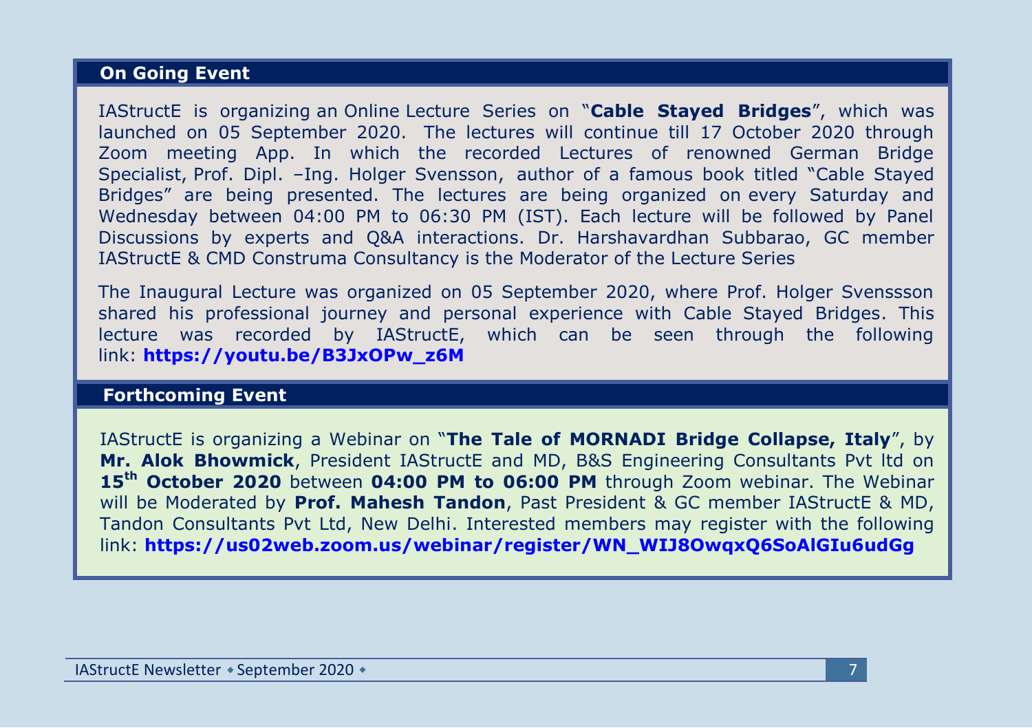## On Going Event

IAStructE is organizing an Online Lecture Series on "**Cable Stayed Bridges**", which was launched on 05 September 2020. The lectures will continue till 17 October 2020 through Zoom meeting App. In which the recorded Lectures of renowned German Bridge Specialist, Prof. Dipl. –Ing. Holger Svensson, author of a famous book titled "Cable Stayed Bridges" are being presented. The lectures are being organized on every Saturday and Wednesday between 04:00 PM to 06:30 PM (IST). Each lecture will be followed by Panel Discussions by experts and Q&A interactions. Dr. Harshavardhan Subbarao, GC member IAStructE & CMD Construma Consultancy is the Moderator of the Lecture Series

The Inaugural Lecture was organized on 05 September 2020, where Prof. Holger Svenssson shared his professional journey and personal experience with Cable Stayed Bridges. This lecture was recorded by IAStructE, which can be seen through the following link: **https://youtu.be/B3JxOPw_z6M**

## Forthcoming Event

IAStructE is organizing a Webinar on "**The Tale of MORNADI Bridge Collapse, Italy**", by **Mr. Alok Bhowmick**, President IAStructE and MD, B&S Engineering Consultants Pvt ltd on **15th October 2020** between **04:00 PM to 06:00 PM** through Zoom webinar. The Webinar will be Moderated by **Prof. Mahesh Tandon**, Past President & GC member IAStructE & MD, Tandon Consultants Pvt Ltd, New Delhi. Interested members may register with the following link: **https://us02web.zoom.us/webinar/register/WN_WIJ8OwqxQ6SoAlGIu6udGg**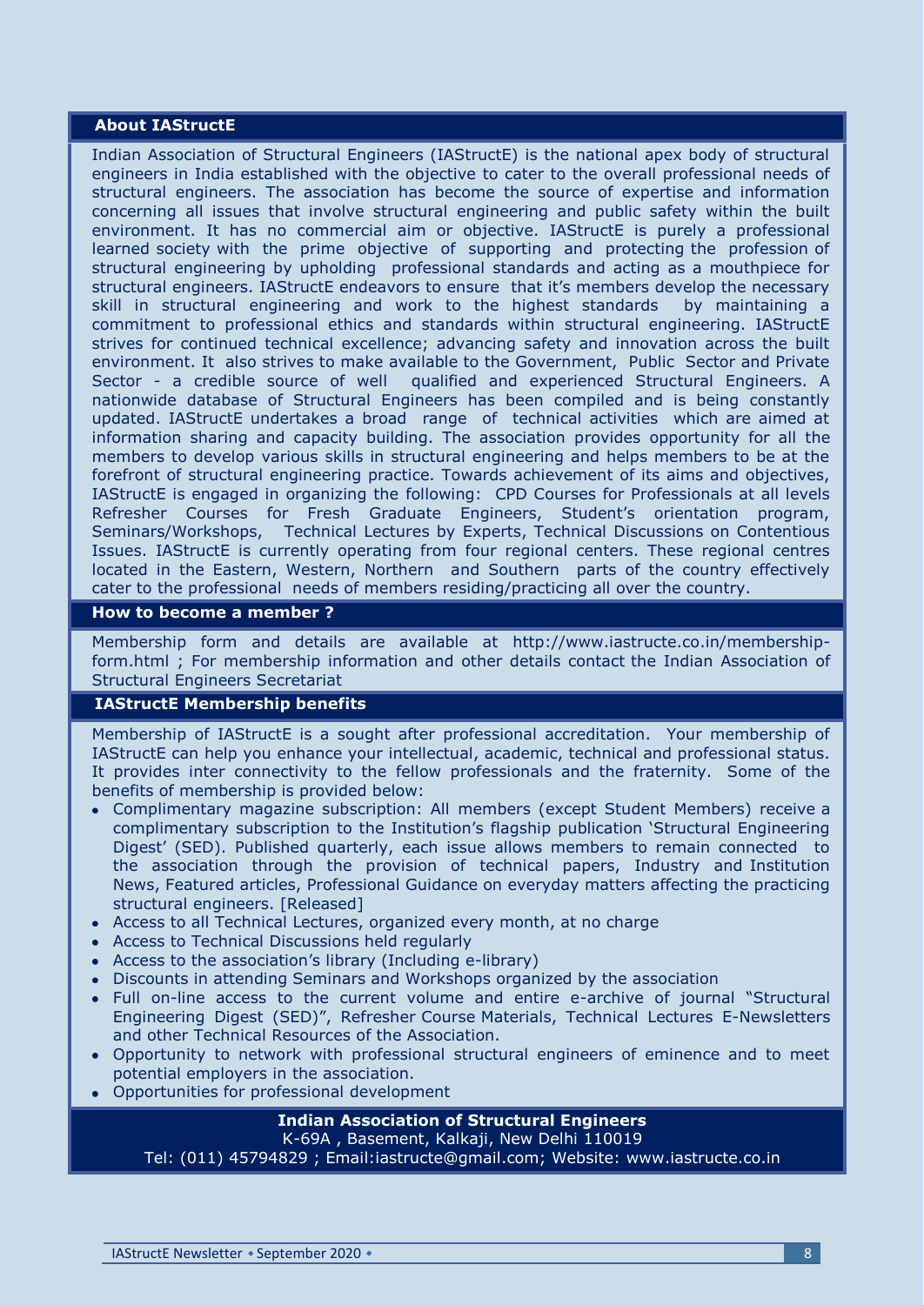## About IAStructE

Indian Association of Structural Engineers (IAStructE) is the national apex body of structural engineers in India established with the objective to cater to the overall professional needs of structural engineers. The association has become the source of expertise and information concerning all issues that involve structural engineering and public safety within the built environment. It has no commercial aim or objective. IAStructE is purely a professional learned society with the prime objective of supporting and protecting the profession of structural engineering by upholding professional standards and acting as a mouthpiece for structural engineers. IAStructE endeavors to ensure that it's members develop the necessary skill in structural engineering and work to the highest standards by maintaining a commitment to professional ethics and standards within structural engineering. IAStructE strives for continued technical excellence; advancing safety and innovation across the built environment. It also strives to make available to the Government, Public Sector and Private Sector - a credible source of well qualified and experienced Structural Engineers. A nationwide database of Structural Engineers has been compiled and is being constantly updated. IAStructE undertakes a broad range of technical activities which are aimed at information sharing and capacity building. The association provides opportunity for all the members to develop various skills in structural engineering and helps members to be at the forefront of structural engineering practice. Towards achievement of its aims and objectives, IAStructE is engaged in organizing the following: CPD Courses for Professionals at all levels Refresher Courses for Fresh Graduate Engineers, Student's orientation program, Seminars/Workshops, Technical Lectures by Experts, Technical Discussions on Contentious Issues. IAStructE is currently operating from four regional centers. These regional centres located in the Eastern, Western, Northern and Southern parts of the country effectively cater to the professional needs of members residing/practicing all over the country.

## How to become a member ?

Membership form and details are available at http://www.iastructe.co.in/membership-form.html ; For membership information and other details contact the Indian Association of Structural Engineers Secretariat

## IAStructE Membership benefits

Membership of IAStructE is a sought after professional accreditation. Your membership of IAStructE can help you enhance your intellectual, academic, technical and professional status. It provides inter connectivity to the fellow professionals and the fraternity. Some of the benefits of membership is provided below:

- Complimentary magazine subscription: All members (except Student Members) receive a complimentary subscription to the Institution's flagship publication 'Structural Engineering Digest' (SED). Published quarterly, each issue allows members to remain connected to the association through the provision of technical papers, Industry and Institution News, Featured articles, Professional Guidance on everyday matters affecting the practicing structural engineers. [Released]
- Access to all Technical Lectures, organized every month, at no charge
- Access to Technical Discussions held regularly
- Access to the association's library (Including e-library)
- Discounts in attending Seminars and Workshops organized by the association
- Full on-line access to the current volume and entire e-archive of journal "Structural Engineering Digest (SED)", Refresher Course Materials, Technical Lectures E-Newsletters and other Technical Resources of the Association.
- Opportunity to network with professional structural engineers of eminence and to meet potential employers in the association.
- Opportunities for professional development

**Indian Association of Structural Engineers**
K-69A , Basement, Kalkaji, New Delhi 110019
Tel: (011) 45794829 ; Email:iastructe@gmail.com; Website: www.iastructe.co.in